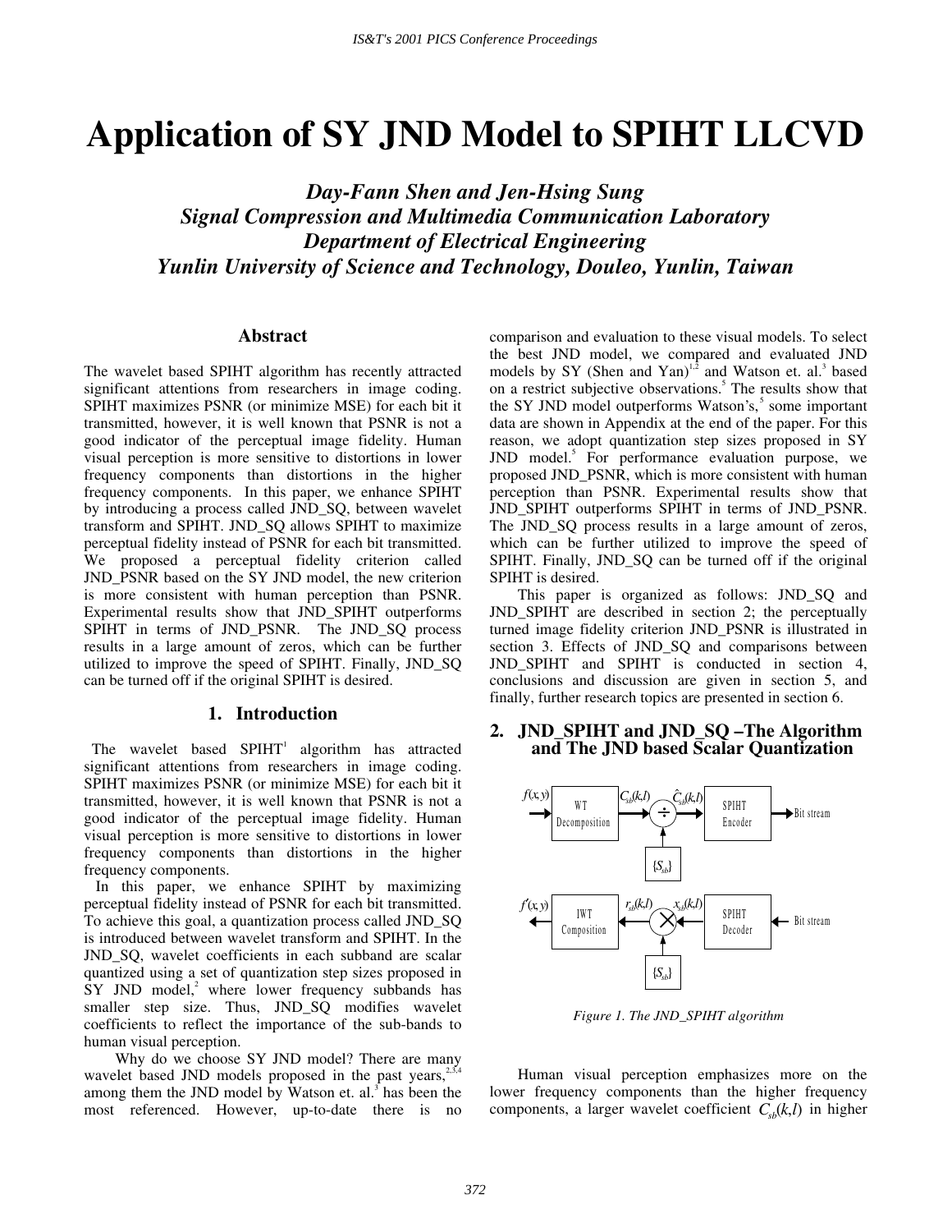# Application of SY JND Model to SPIHT LLCVD

***Day-Fann Shen and Jen-Hsing Sung***
***Signal Compression and Multimedia Communication Laboratory***
***Department of Electrical Engineering***
***Yunlin University of Science and Technology, Douleo, Yunlin, Taiwan***

## Abstract

The wavelet based SPIHT algorithm has recently attracted significant attentions from researchers in image coding. SPIHT maximizes PSNR (or minimize MSE) for each bit it transmitted, however, it is well known that PSNR is not a good indicator of the perceptual image fidelity. Human visual perception is more sensitive to distortions in lower frequency components than distortions in the higher frequency components. In this paper, we enhance SPIHT by introducing a process called JND_SQ, between wavelet transform and SPIHT. JND_SQ allows SPIHT to maximize perceptual fidelity instead of PSNR for each bit transmitted. We proposed a perceptual fidelity criterion called JND_PSNR based on the SY JND model, the new criterion is more consistent with human perception than PSNR. Experimental results show that JND_SPIHT outperforms SPIHT in terms of JND_PSNR. The JND_SQ process results in a large amount of zeros, which can be further utilized to improve the speed of SPIHT. Finally, JND_SQ can be turned off if the original SPIHT is desired.

## 1. Introduction

The wavelet based SPIHT[1] algorithm has attracted significant attentions from researchers in image coding. SPIHT maximizes PSNR (or minimize MSE) for each bit it transmitted, however, it is well known that PSNR is not a good indicator of the perceptual image fidelity. Human visual perception is more sensitive to distortions in lower frequency components than distortions in the higher frequency components.

In this paper, we enhance SPIHT by maximizing perceptual fidelity instead of PSNR for each bit transmitted. To achieve this goal, a quantization process called JND_SQ is introduced between wavelet transform and SPIHT. In the JND_SQ, wavelet coefficients in each subband are scalar quantized using a set of quantization step sizes proposed in SY JND model,[2] where lower frequency subbands has smaller step size. Thus, JND_SQ modifies wavelet coefficients to reflect the importance of the sub-bands to human visual perception.

Why do we choose SY JND model? There are many wavelet based JND models proposed in the past years,[2,3,4] among them the JND model by Watson et. al.[3] has been the most referenced. However, up-to-date there is no comparison and evaluation to these visual models. To select the best JND model, we compared and evaluated JND models by SY (Shen and Yan)[1,2] and Watson et. al.[3] based on a restrict subjective observations.[5] The results show that the SY JND model outperforms Watson's,[5] some important data are shown in Appendix at the end of the paper. For this reason, we adopt quantization step sizes proposed in SY JND model.[5] For performance evaluation purpose, we proposed JND_PSNR, which is more consistent with human perception than PSNR. Experimental results show that JND_SPIHT outperforms SPIHT in terms of JND_PSNR. The JND_SQ process results in a large amount of zeros, which can be further utilized to improve the speed of SPIHT. Finally, JND_SQ can be turned off if the original SPIHT is desired.

This paper is organized as follows: JND_SQ and JND_SPIHT are described in section 2; the perceptually turned image fidelity criterion JND_PSNR is illustrated in section 3. Effects of JND_SQ and comparisons between JND_SPIHT and SPIHT is conducted in section 4, conclusions and discussion are given in section 5, and finally, further research topics are presented in section 6.

## 2. JND_SPIHT and JND_SQ –The Algorithm and The JND based Scalar Quantization

$f(x,y)$ → WT Decomposition → $C_{sb}(k,l)$ → ÷ ($\{S_{sb}\}$) → $\hat{C}_{sb}(k,l)$ → SPIHT Encoder → Bit stream

Bit stream → SPIHT Decoder → $x_{sb}(k,l)$ → × ($\{S_{sb}\}$) → $r_{sb}(k,l)$ → IWT Composition → $f'(x,y)$

*Figure 1. The JND_SPIHT algorithm*

Human visual perception emphasizes more on the lower frequency components than the higher frequency components, a larger wavelet coefficient $C_{sb}(k,l)$ in higher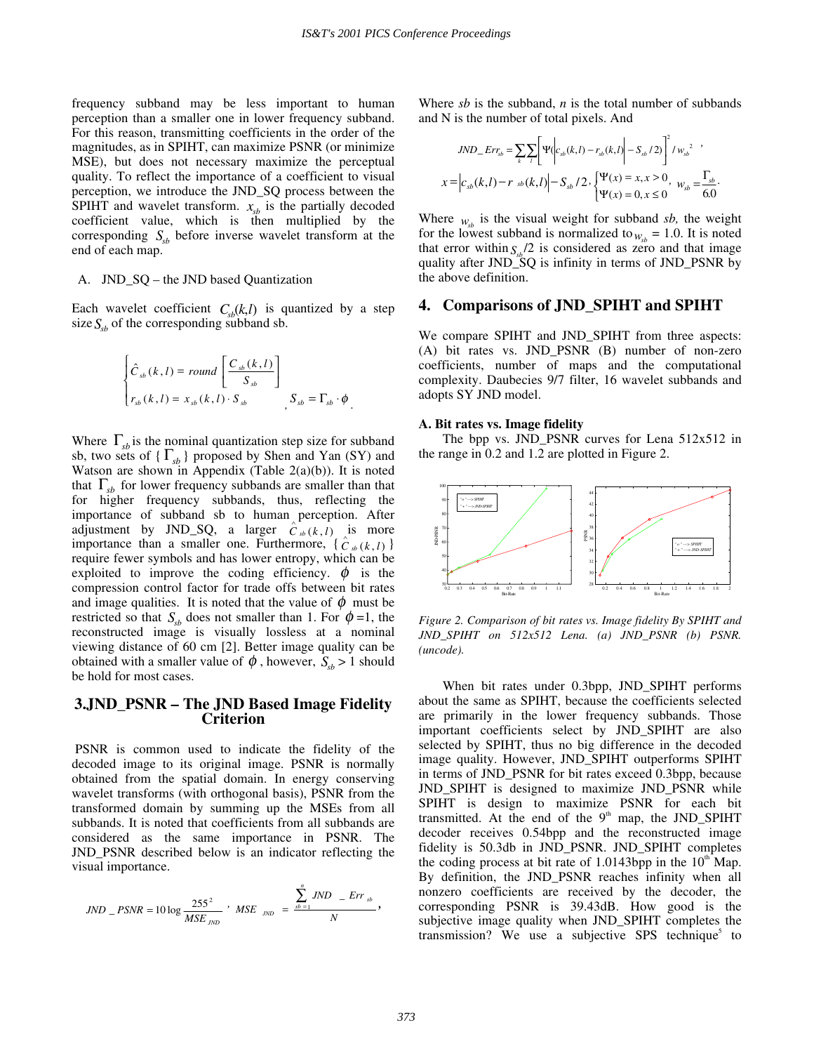frequency subband may be less important to human perception than a smaller one in lower frequency subband. For this reason, transmitting coefficients in the order of the magnitudes, as in SPIHT, can maximize PSNR (or minimize MSE), but does not necessary maximize the perceptual quality. To reflect the importance of a coefficient to visual perception, we introduce the JND_SQ process between the SPIHT and wavelet transform. $x_{sb}$ is the partially decoded coefficient value, which is then multiplied by the corresponding $S_{sb}$ before inverse wavelet transform at the end of each map.

A. JND_SQ – the JND based Quantization

Each wavelet coefficient $C_{sb}(k,l)$ is quantized by a step size $S_{sb}$ of the corresponding subband sb.

$$\begin{cases} \hat{C}_{sb}(k,l) = round\left[\dfrac{C_{sb}(k,l)}{S_{sb}}\right] \\ r_{sb}(k,l) = x_{sb}(k,l)\cdot S_{sb} \end{cases}, \quad S_{sb} = \Gamma_{sb}\cdot\phi .$$

Where $\Gamma_{sb}$ is the nominal quantization step size for subband sb, two sets of $\{\Gamma_{sb}\}$ proposed by Shen and Yan (SY) and Watson are shown in Appendix (Table 2(a)(b)). It is noted that $\Gamma_{sb}$ for lower frequency subbands are smaller than that for higher frequency subbands, thus, reflecting the importance of subband sb to human perception. After adjustment by JND_SQ, a larger $\hat{C}_{sb}(k,l)$ is more importance than a smaller one. Furthermore, $\{\hat{C}_{sb}(k,l)\}$ require fewer symbols and has lower entropy, which can be exploited to improve the coding efficiency. $\phi$ is the compression control factor for trade offs between bit rates and image qualities. It is noted that the value of $\phi$ must be restricted so that $S_{sb}$ does not smaller than 1. For $\phi$ =1, the reconstructed image is visually lossless at a nominal viewing distance of 60 cm [2]. Better image quality can be obtained with a smaller value of $\phi$, however, $S_{sb} > 1$ should be hold for most cases.

## 3.JND_PSNR – The JND Based Image Fidelity Criterion

PSNR is common used to indicate the fidelity of the decoded image to its original image. PSNR is normally obtained from the spatial domain. In energy conserving wavelet transforms (with orthogonal basis), PSNR from the transformed domain by summing up the MSEs from all subbands. It is noted that coefficients from all subbands are considered as the same importance in PSNR. The JND_PSNR described below is an indicator reflecting the visual importance.

$$JND\_PSNR = 10\log\frac{255^2}{MSE_{JND}}, \quad MSE_{JND} = \frac{\sum_{sb=1}^{n} JND\_Err_{sb}}{N},$$

Where *sb* is the subband, *n* is the total number of subbands and N is the number of total pixels. And

$$JND\_Err_{sb} = \sum_k\sum_l\left[\Psi\left(\left|c_{sb}(k,l)-r_{sb}(k,l)\right|-S_{sb}/2\right)\right]^2/w_{sb}^2,$$

$$x = \left|c_{sb}(k,l)-r_{sb}(k,l)\right|-S_{sb}/2, \begin{cases}\Psi(x)=x, x>0\\ \Psi(x)=0, x\le 0\end{cases}, \quad w_{sb}=\frac{\Gamma_{sb}}{6.0}.$$

Where $w_{sb}$ is the visual weight for subband *sb,* the weight for the lowest subband is normalized to $w_{sb}$ = 1.0. It is noted that error within $S_{sb}/2$ is considered as zero and that image quality after JND_SQ is infinity in terms of JND_PSNR by the above definition.

## 4. Comparisons of JND_SPIHT and SPIHT

We compare SPIHT and JND_SPIHT from three aspects: (A) bit rates vs. JND_PSNR (B) number of non-zero coefficients, number of maps and the computational complexity. Daubecies 9/7 filter, 16 wavelet subbands and adopts SY JND model.

### A. Bit rates vs. Image fidelity

The bpp vs. JND_PSNR curves for Lena 512x512 in the range in 0.2 and 1.2 are plotted in Figure 2.

*Figure 2. Comparison of bit rates vs. Image fidelity By SPIHT and JND_SPIHT on 512x512 Lena. (a) JND_PSNR (b) PSNR. (uncode).*

When bit rates under 0.3bpp, JND_SPIHT performs about the same as SPIHT, because the coefficients selected are primarily in the lower frequency subbands. Those important coefficients select by JND_SPIHT are also selected by SPIHT, thus no big difference in the decoded image quality. However, JND_SPIHT outperforms SPIHT in terms of JND_PSNR for bit rates exceed 0.3bpp, because JND_SPIHT is designed to maximize JND_PSNR while SPIHT is design to maximize PSNR for each bit transmitted. At the end of the 9th map, the JND_SPIHT decoder receives 0.54bpp and the reconstructed image fidelity is 50.3db in JND_PSNR. JND_SPIHT completes the coding process at bit rate of 1.0143bpp in the 10th Map. By definition, the JND_PSNR reaches infinity when all nonzero coefficients are received by the decoder, the corresponding PSNR is 39.43dB. How good is the subjective image quality when JND_SPIHT completes the transmission? We use a subjective SPS technique[5] to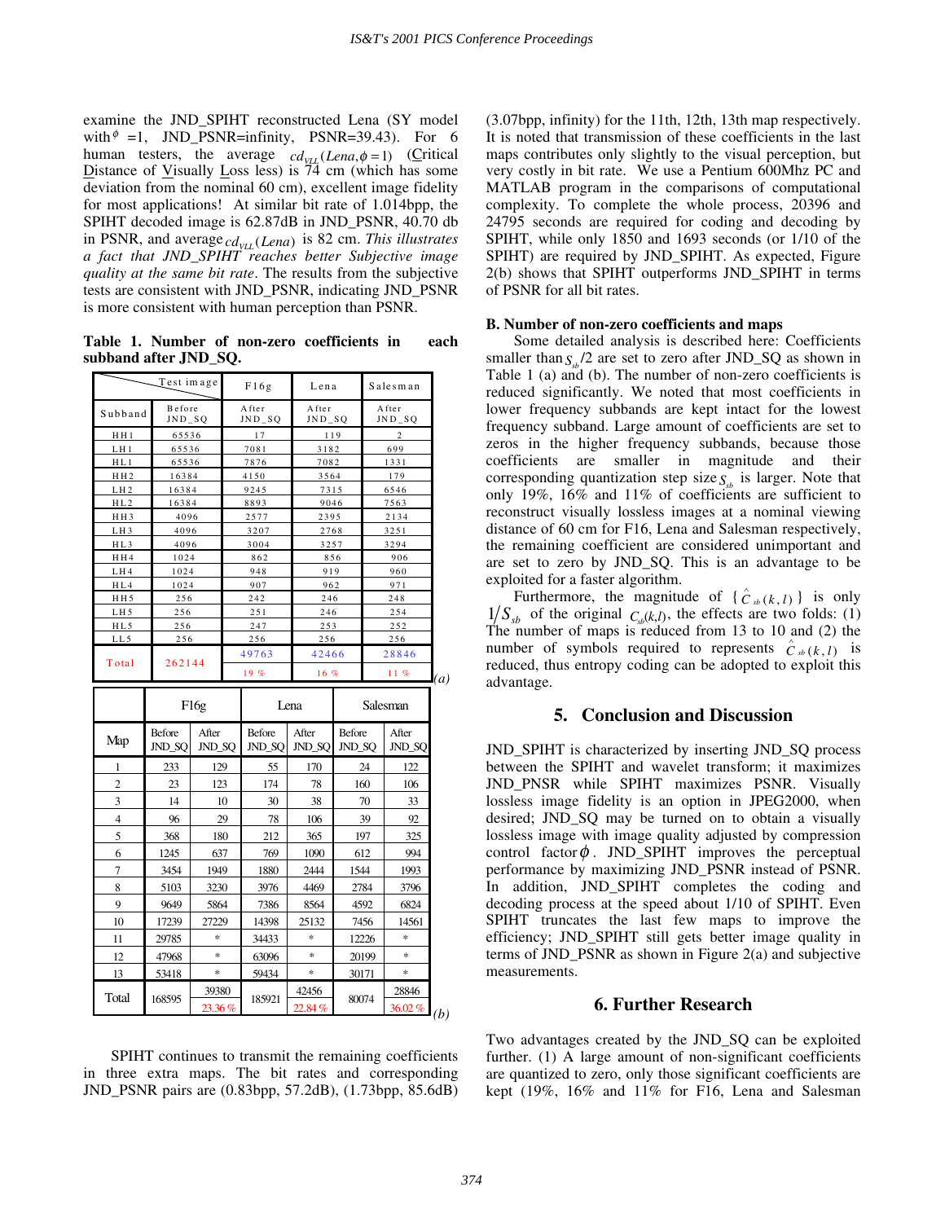examine the JND_SPIHT reconstructed Lena (SY model with $\phi$ =1, JND_PSNR=infinity, PSNR=39.43). For 6 human testers, the average $cd_{VLL}(Lena, \phi = 1)$ (Critical Distance of Visually Loss less) is 74 cm (which has some deviation from the nominal 60 cm), excellent image fidelity for most applications! At similar bit rate of 1.014bpp, the SPIHT decoded image is 62.87dB in JND_PSNR, 40.70 db in PSNR, and average $cd_{VLL}(Lena)$ is 82 cm. *This illustrates a fact that JND_SPIHT reaches better Subjective image quality at the same bit rate*. The results from the subjective tests are consistent with JND_PSNR, indicating JND_PSNR is more consistent with human perception than PSNR.

**Table 1. Number of non-zero coefficients in each subband after JND_SQ.**

| Subband | Before JND_SQ | F16g After JND_SQ | Lena After JND_SQ | Salesman After JND_SQ |
|---|---|---|---|---|
| HH1 | 65536 | 17 | 119 | 2 |
| LH1 | 65536 | 7081 | 3182 | 699 |
| HL1 | 65536 | 7876 | 7082 | 1331 |
| HH2 | 16384 | 4150 | 3564 | 179 |
| LH2 | 16384 | 9245 | 7315 | 6546 |
| HL2 | 16384 | 8893 | 9046 | 7563 |
| HH3 | 4096 | 2577 | 2395 | 2134 |
| LH3 | 4096 | 3207 | 2768 | 3251 |
| HL3 | 4096 | 3004 | 3257 | 3294 |
| HH4 | 1024 | 862 | 856 | 906 |
| LH4 | 1024 | 948 | 919 | 960 |
| HL4 | 1024 | 907 | 962 | 971 |
| HH5 | 256 | 242 | 246 | 248 |
| LH5 | 256 | 251 | 246 | 254 |
| HL5 | 256 | 247 | 253 | 252 |
| LL5 | 256 | 256 | 256 | 256 |
| Total | 262144 | 49763 | 42466 | 28846 |
| | | 19 % | 16 % | 11 % |

*(a)*

| Map | F16g Before JND_SQ | F16g After JND_SQ | Lena Before JND_SQ | Lena After JND_SQ | Salesman Before JND_SQ | Salesman After JND_SQ |
|---|---|---|---|---|---|---|
| 1 | 233 | 129 | 55 | 170 | 24 | 122 |
| 2 | 23 | 123 | 174 | 78 | 160 | 106 |
| 3 | 14 | 10 | 30 | 38 | 70 | 33 |
| 4 | 96 | 29 | 78 | 106 | 39 | 92 |
| 5 | 368 | 180 | 212 | 365 | 197 | 325 |
| 6 | 1245 | 637 | 769 | 1090 | 612 | 994 |
| 7 | 3454 | 1949 | 1880 | 2444 | 1544 | 1993 |
| 8 | 5103 | 3230 | 3976 | 4469 | 2784 | 3796 |
| 9 | 9649 | 5864 | 7386 | 8564 | 4592 | 6824 |
| 10 | 17239 | 27229 | 14398 | 25132 | 7456 | 14561 |
| 11 | 29785 | * | 34433 | * | 12226 | * |
| 12 | 47968 | * | 63096 | * | 20199 | * |
| 13 | 53418 | * | 59434 | * | 30171 | * |
| Total | 168595 | 39380 | 185921 | 42456 | 80074 | 28846 |
| | | 23.36 % | | 22.84 % | | 36.02 % |

*(b)*

SPIHT continues to transmit the remaining coefficients in three extra maps. The bit rates and corresponding JND_PSNR pairs are (0.83bpp, 57.2dB), (1.73bpp, 85.6dB) (3.07bpp, infinity) for the 11th, 12th, 13th map respectively. It is noted that transmission of these coefficients in the last maps contributes only slightly to the visual perception, but very costly in bit rate. We use a Pentium 600Mhz PC and MATLAB program in the comparisons of computational complexity. To complete the whole process, 20396 and 24795 seconds are required for coding and decoding by SPIHT, while only 1850 and 1693 seconds (or 1/10 of the SPIHT) are required by JND_SPIHT. As expected, Figure 2(b) shows that SPIHT outperforms JND_SPIHT in terms of PSNR for all bit rates.

### B. Number of non-zero coefficients and maps

Some detailed analysis is described here: Coefficients smaller than $S_{sb}/2$ are set to zero after JND_SQ as shown in Table 1 (a) and (b). The number of non-zero coefficients is reduced significantly. We noted that most coefficients in lower frequency subbands are kept intact for the lowest frequency subband. Large amount of coefficients are set to zeros in the higher frequency subbands, because those coefficients are smaller in magnitude and their corresponding quantization step size $S_{sb}$ is larger. Note that only 19%, 16% and 11% of coefficients are sufficient to reconstruct visually lossless images at a nominal viewing distance of 60 cm for F16, Lena and Salesman respectively, the remaining coefficient are considered unimportant and are set to zero by JND_SQ. This is an advantage to be exploited for a faster algorithm.

Furthermore, the magnitude of $\{\hat{C}_{sb}(k,l)\}$ is only $1/S_{sb}$ of the original $C_{sb}(k,l)$, the effects are two folds: (1) The number of maps is reduced from 13 to 10 and (2) the number of symbols required to represents $\hat{C}_{sb}(k,l)$ is reduced, thus entropy coding can be adopted to exploit this advantage.

## 5. Conclusion and Discussion

JND_SPIHT is characterized by inserting JND_SQ process between the SPIHT and wavelet transform; it maximizes JND_PSNR while SPIHT maximizes PSNR. Visually lossless image fidelity is an option in JPEG2000, when desired; JND_SQ may be turned on to obtain a visually lossless image with image quality adjusted by compression control factor $\phi$. JND_SPIHT improves the perceptual performance by maximizing JND_PSNR instead of PSNR. In addition, JND_SPIHT completes the coding and decoding process at the speed about 1/10 of SPIHT. Even SPIHT truncates the last few maps to improve the efficiency; JND_SPIHT still gets better image quality in terms of JND_PSNR as shown in Figure 2(a) and subjective measurements.

## 6. Further Research

Two advantages created by the JND_SQ can be exploited further. (1) A large amount of non-significant coefficients are quantized to zero, only those significant coefficients are kept (19%, 16% and 11% for F16, Lena and Salesman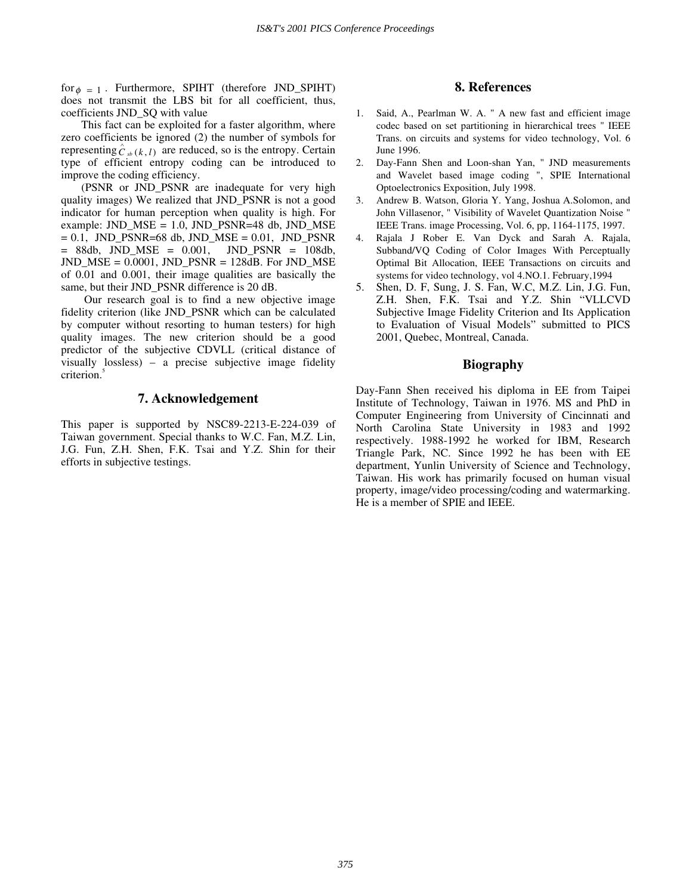for $\phi = 1$. Furthermore, SPIHT (therefore JND_SPIHT) does not transmit the LBS bit for all coefficient, thus, coefficients JND_SQ with value

This fact can be exploited for a faster algorithm, where zero coefficients be ignored (2) the number of symbols for representing $\hat{C}_{sb}(k,l)$ are reduced, so is the entropy. Certain type of efficient entropy coding can be introduced to improve the coding efficiency.

(PSNR or JND_PSNR are inadequate for very high quality images) We realized that JND_PSNR is not a good indicator for human perception when quality is high. For example: JND_MSE = 1.0, JND_PSNR=48 db, JND_MSE = 0.1, JND_PSNR=68 db, JND_MSE = 0.01, JND_PSNR = 88db, JND_MSE = 0.001, JND_PSNR = 108db, JND_MSE = 0.0001, JND_PSNR = 128dB. For JND_MSE of 0.01 and 0.001, their image qualities are basically the same, but their JND_PSNR difference is 20 dB.

Our research goal is to find a new objective image fidelity criterion (like JND_PSNR which can be calculated by computer without resorting to human testers) for high quality images. The new criterion should be a good predictor of the subjective CDVLL (critical distance of visually lossless) – a precise subjective image fidelity criterion.[5]

## 7. Acknowledgement

This paper is supported by NSC89-2213-E-224-039 of Taiwan government. Special thanks to W.C. Fan, M.Z. Lin, J.G. Fun, Z.H. Shen, F.K. Tsai and Y.Z. Shin for their efforts in subjective testings.

## 8. References

1. Said, A., Pearlman W. A. " A new fast and efficient image codec based on set partitioning in hierarchical trees " IEEE Trans. on circuits and systems for video technology, Vol. 6 June 1996.
2. Day-Fann Shen and Loon-shan Yan, " JND measurements and Wavelet based image coding ", SPIE International Optoelectronics Exposition, July 1998.
3. Andrew B. Watson, Gloria Y. Yang, Joshua A.Solomon, and John Villasenor, " Visibility of Wavelet Quantization Noise " IEEE Trans. image Processing, Vol. 6, pp, 1164-1175, 1997.
4. Rajala J Rober E. Van Dyck and Sarah A. Rajala, Subband/VQ Coding of Color Images With Perceptually Optimal Bit Allocation, IEEE Transactions on circuits and systems for video technology, vol 4.NO.1. February,1994
5. Shen, D. F, Sung, J. S. Fan, W.C, M.Z. Lin, J.G. Fun, Z.H. Shen, F.K. Tsai and Y.Z. Shin "VLLCVD Subjective Image Fidelity Criterion and Its Application to Evaluation of Visual Models" submitted to PICS 2001, Quebec, Montreal, Canada.

## Biography

Day-Fann Shen received his diploma in EE from Taipei Institute of Technology, Taiwan in 1976. MS and PhD in Computer Engineering from University of Cincinnati and North Carolina State University in 1983 and 1992 respectively. 1988-1992 he worked for IBM, Research Triangle Park, NC. Since 1992 he has been with EE department, Yunlin University of Science and Technology, Taiwan. His work has primarily focused on human visual property, image/video processing/coding and watermarking. He is a member of SPIE and IEEE.